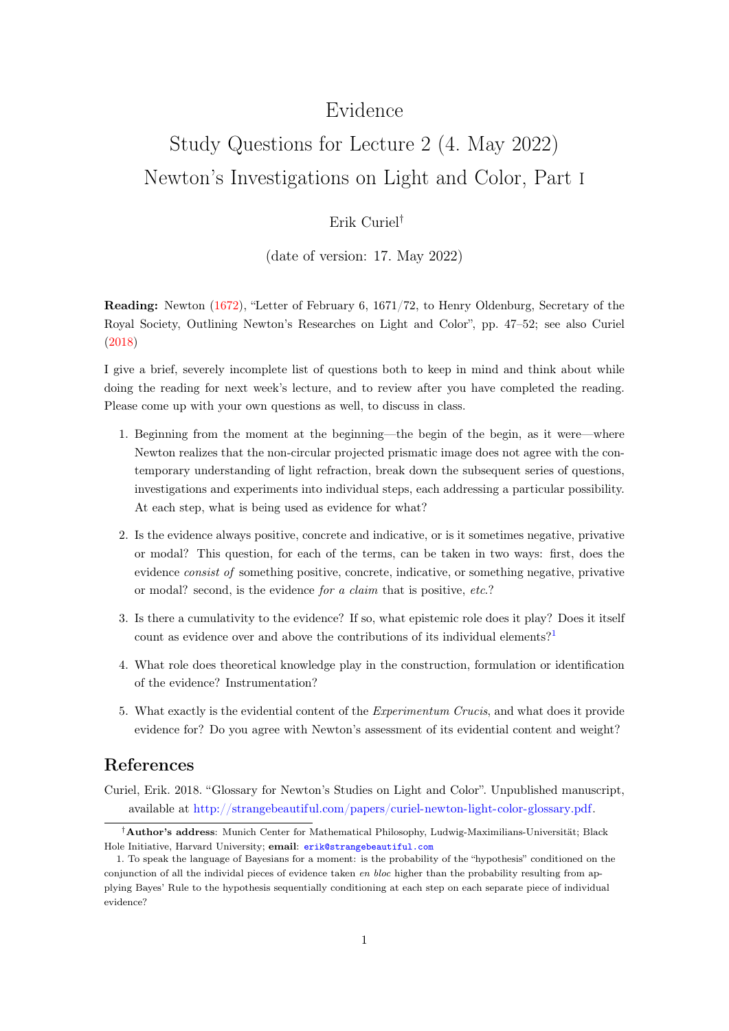# Evidence

## Study Questions for Lecture 2 (4. May 2022)

## Newton's Investigations on Light and Color, Part I

Erik Curiel[†]

(date of version: 17. May 2022)

**Reading:** Newton (1672), "Letter of February 6, 1671/72, to Henry Oldenburg, Secretary of the Royal Society, Outlining Newton's Researches on Light and Color", pp. 47–52; see also Curiel (2018)

I give a brief, severely incomplete list of questions both to keep in mind and think about while doing the reading for next week's lecture, and to review after you have completed the reading. Please come up with your own questions as well, to discuss in class.

1. Beginning from the moment at the beginning—the begin of the begin, as it were—where Newton realizes that the non-circular projected prismatic image does not agree with the contemporary understanding of light refraction, break down the subsequent series of questions, investigations and experiments into individual steps, each addressing a particular possibility. At each step, what is being used as evidence for what?

2. Is the evidence always positive, concrete and indicative, or is it sometimes negative, privative or modal? This question, for each of the terms, can be taken in two ways: first, does the evidence *consist of* something positive, concrete, indicative, or something negative, privative or modal? second, is the evidence *for a claim* that is positive, *etc.*?

3. Is there a cumulativity to the evidence? If so, what epistemic role does it play? Does it itself count as evidence over and above the contributions of its individual elements?[1]

4. What role does theoretical knowledge play in the construction, formulation or identification of the evidence? Instrumentation?

5. What exactly is the evidential content of the *Experimentum Crucis*, and what does it provide evidence for? Do you agree with Newton's assessment of its evidential content and weight?

## References

Curiel, Erik. 2018. "Glossary for Newton's Studies on Light and Color". Unpublished manuscript, available at http://strangebeautiful.com/papers/curiel-newton-light-color-glossary.pdf.

---

[†] **Author's address**: Munich Center for Mathematical Philosophy, Ludwig-Maximilians-Universität; Black Hole Initiative, Harvard University; **email**: erik@strangebeautiful.com

1. To speak the language of Bayesians for a moment: is the probability of the "hypothesis" conditioned on the conjunction of all the individual pieces of evidence taken *en bloc* higher than the probability resulting from applying Bayes' Rule to the hypothesis sequentially conditioning at each step on each separate piece of individual evidence?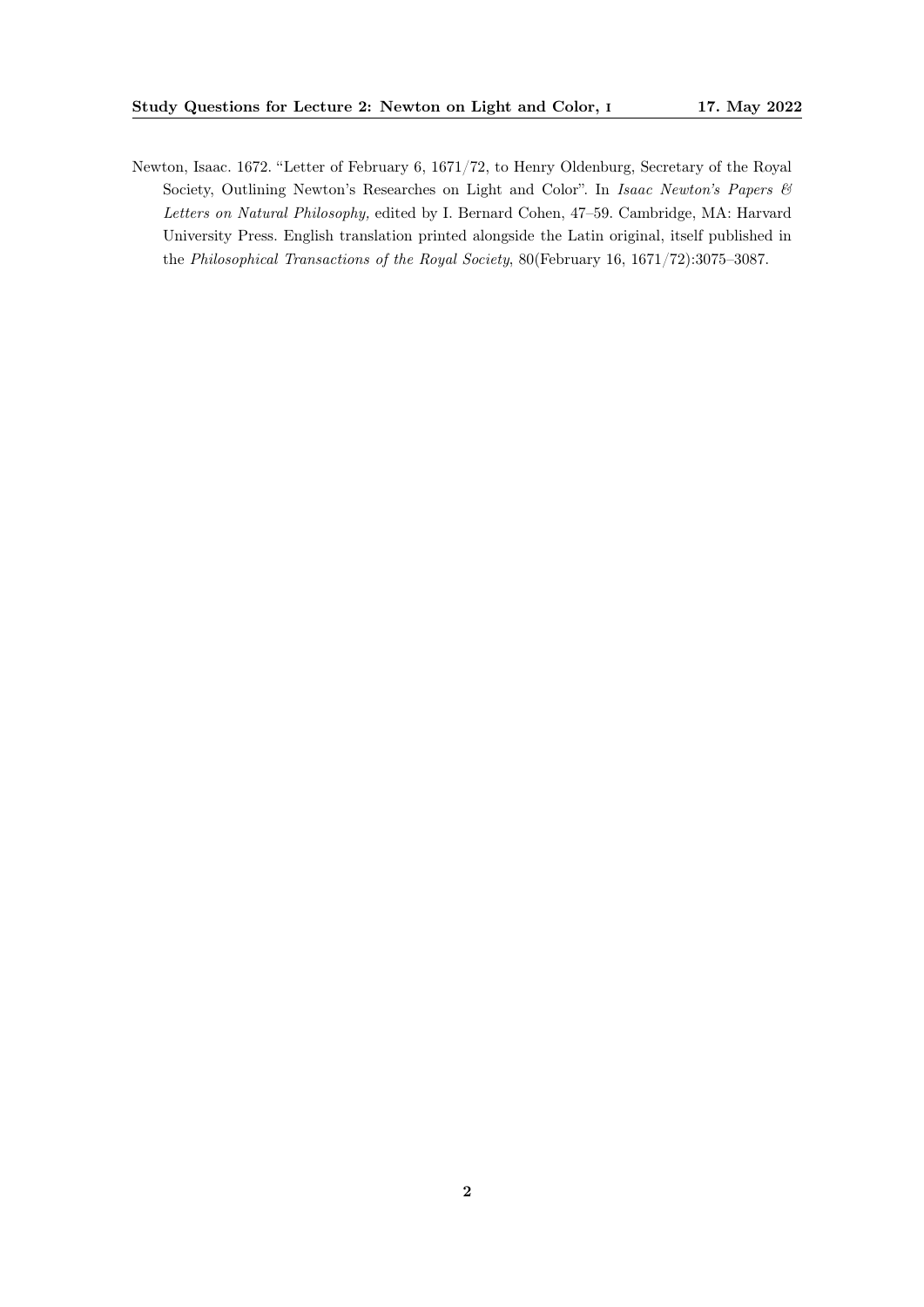Newton, Isaac. 1672. "Letter of February 6, 1671/72, to Henry Oldenburg, Secretary of the Royal Society, Outlining Newton's Researches on Light and Color". In *Isaac Newton's Papers & Letters on Natural Philosophy,* edited by I. Bernard Cohen, 47–59. Cambridge, MA: Harvard University Press. English translation printed alongside the Latin original, itself published in the *Philosophical Transactions of the Royal Society*, 80(February 16, 1671/72):3075–3087.